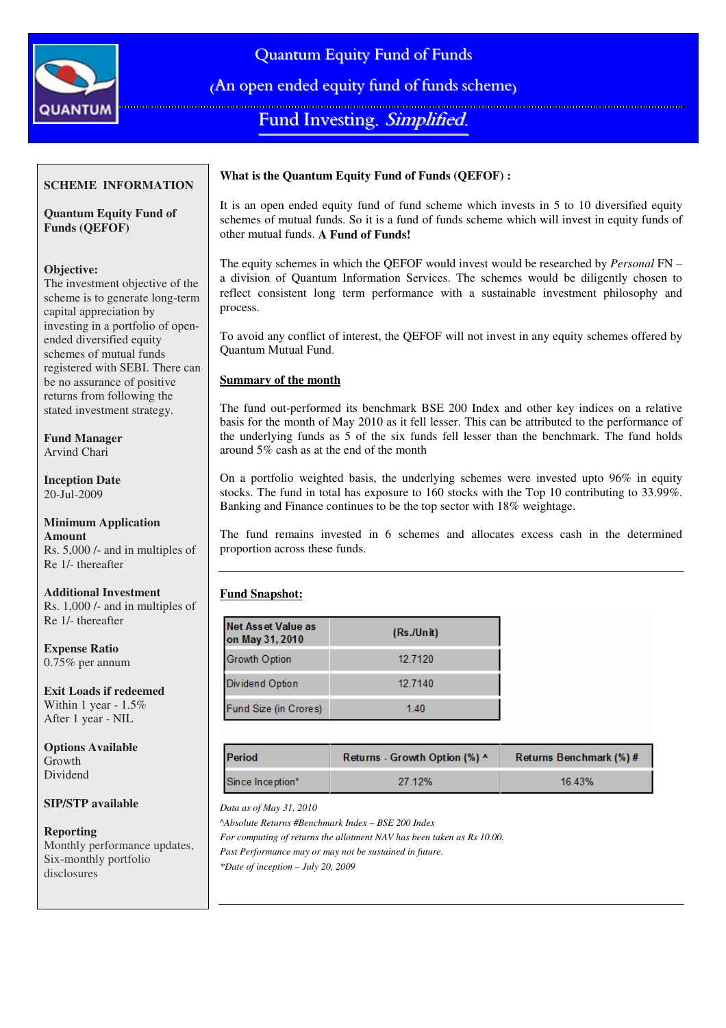# Quantum Equity Fund of Funds

(An open ended equity fund of funds scheme)

Fund Investing. *Simplified.*

**SCHEME INFORMATION**

**Quantum Equity Fund of Funds (QEFOF)**

**Objective:**
The investment objective of the scheme is to generate long-term capital appreciation by investing in a portfolio of open-ended diversified equity schemes of mutual funds registered with SEBI. There can be no assurance of positive returns from following the stated investment strategy.

**Fund Manager**
Arvind Chari

**Inception Date**
20-Jul-2009

**Minimum Application Amount**
Rs. 5,000 /- and in multiples of Re 1/- thereafter

**Additional Investment**
Rs. 1,000 /- and in multiples of Re 1/- thereafter

**Expense Ratio**
0.75% per annum

**Exit Loads if redeemed**
Within 1 year - 1.5%
After 1 year - NIL

**Options Available**
Growth
Dividend

**SIP/STP available**

**Reporting**
Monthly performance updates, Six-monthly portfolio disclosures

**What is the Quantum Equity Fund of Funds (QEFOF) :**

It is an open ended equity fund of fund scheme which invests in 5 to 10 diversified equity schemes of mutual funds. So it is a fund of funds scheme which will invest in equity funds of other mutual funds. **A Fund of Funds!**

The equity schemes in which the QEFOF would invest would be researched by *Personal* FN – a division of Quantum Information Services. The schemes would be diligently chosen to reflect consistent long term performance with a sustainable investment philosophy and process.

To avoid any conflict of interest, the QEFOF will not invest in any equity schemes offered by Quantum Mutual Fund.

**Summary of the month**

The fund out-performed its benchmark BSE 200 Index and other key indices on a relative basis for the month of May 2010 as it fell lesser. This can be attributed to the performance of the underlying funds as 5 of the six funds fell lesser than the benchmark. The fund holds around 5% cash as at the end of the month

On a portfolio weighted basis, the underlying schemes were invested upto 96% in equity stocks. The fund in total has exposure to 160 stocks with the Top 10 contributing to 33.99%. Banking and Finance continues to be the top sector with 18% weightage.

The fund remains invested in 6 schemes and allocates excess cash in the determined proportion across these funds.

**Fund Snapshot:**

| Net Asset Value as on May 31, 2010 | (Rs./Unit) |
|---|---|
| Growth Option | 12.7120 |
| Dividend Option | 12.7140 |
| Fund Size (in Crores) | 1.40 |

| Period | Returns - Growth Option (%) ^ | Returns Benchmark (%) # |
|---|---|---|
| Since Inception* | 27.12% | 16.43% |

*Data as of May 31, 2010*
*^Absolute Returns #Benchmark Index – BSE 200 Index*
*For computing of returns the allotment NAV has been taken as Rs 10.00.*
*Past Performance may or may not be sustained in future.*
**Date of inception – July 20, 2009*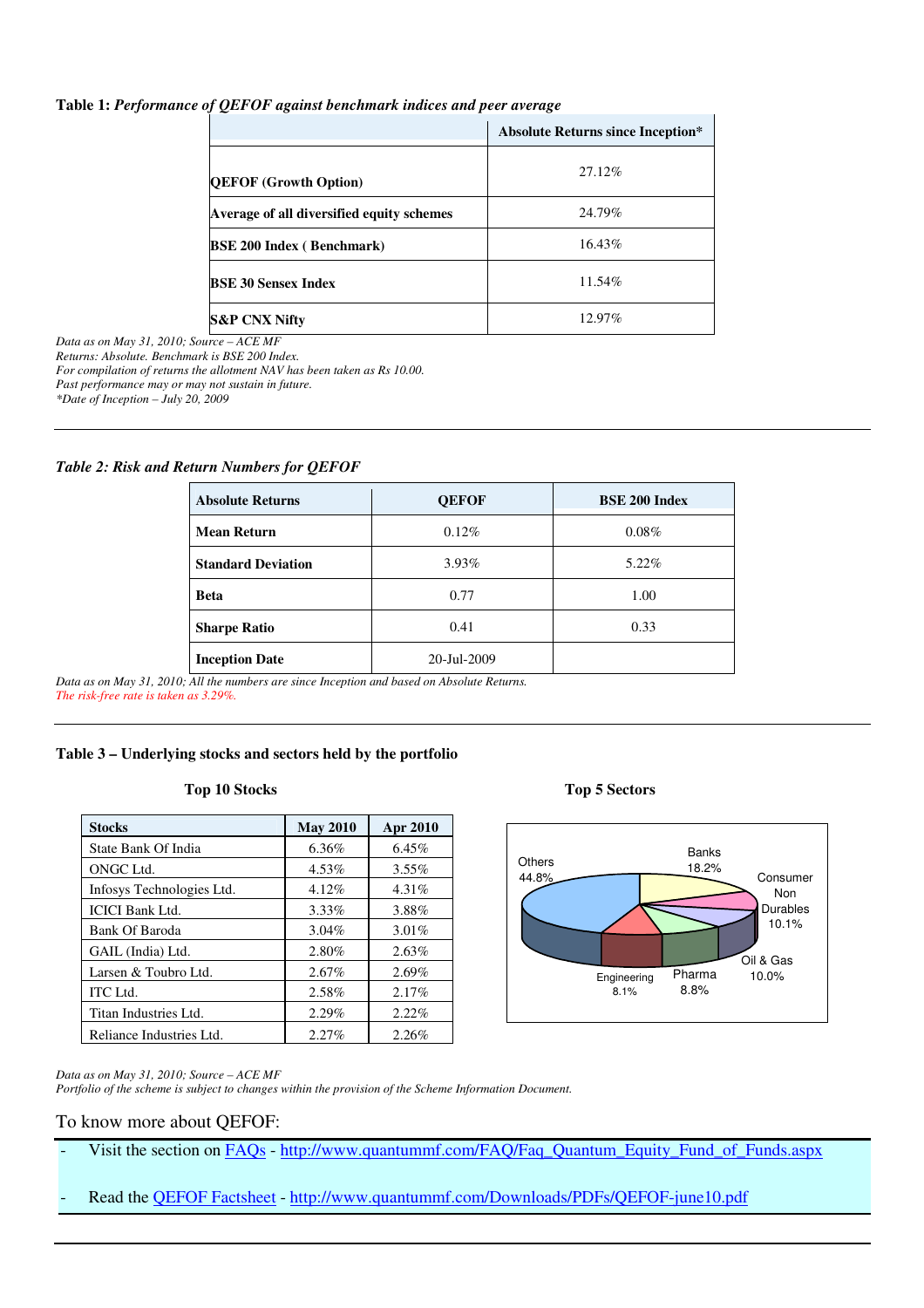**Table 1:** ***Performance of QEFOF against benchmark indices and peer average***

| | Absolute Returns since Inception* |
|---|---|
| **QEFOF (Growth Option)** | 27.12% |
| **Average of all diversified equity schemes** | 24.79% |
| **BSE 200 Index ( Benchmark)** | 16.43% |
| **BSE 30 Sensex Index** | 11.54% |
| **S&P CNX Nifty** | 12.97% |

*Data as on May 31, 2010; Source – ACE MF*
*Returns: Absolute. Benchmark is BSE 200 Index.*
*For compilation of returns the allotment NAV has been taken as Rs 10.00.*
*Past performance may or may not sustain in future.*
*\*Date of Inception – July 20, 2009*

***Table 2: Risk and Return Numbers for QEFOF***

| Absolute Returns | QEFOF | BSE 200 Index |
|---|---|---|
| **Mean Return** | 0.12% | 0.08% |
| **Standard Deviation** | 3.93% | 5.22% |
| **Beta** | 0.77 | 1.00 |
| **Sharpe Ratio** | 0.41 | 0.33 |
| **Inception Date** | 20-Jul-2009 | |

*Data as on May 31, 2010; All the numbers are since Inception and based on Absolute Returns.*
*The risk-free rate is taken as 3.29%.*

**Table 3 – Underlying stocks and sectors held by the portfolio**

**Top 10 Stocks**

| Stocks | May 2010 | Apr 2010 |
|---|---|---|
| State Bank Of India | 6.36% | 6.45% |
| ONGC Ltd. | 4.53% | 3.55% |
| Infosys Technologies Ltd. | 4.12% | 4.31% |
| ICICI Bank Ltd. | 3.33% | 3.88% |
| Bank Of Baroda | 3.04% | 3.01% |
| GAIL (India) Ltd. | 2.80% | 2.63% |
| Larsen & Toubro Ltd. | 2.67% | 2.69% |
| ITC Ltd. | 2.58% | 2.17% |
| Titan Industries Ltd. | 2.29% | 2.22% |
| Reliance Industries Ltd. | 2.27% | 2.26% |

**Top 5 Sectors**

Others 44.8%
Banks 18.2%
Consumer Non Durables 10.1%
Oil & Gas 10.0%
Pharma 8.8%
Engineering 8.1%

*Data as on May 31, 2010; Source – ACE MF*
*Portfolio of the scheme is subject to changes within the provision of the Scheme Information Document.*

To know more about QEFOF:

- Visit the section on FAQs - http://www.quantummf.com/FAQ/Faq_Quantum_Equity_Fund_of_Funds.aspx
- Read the QEFOF Factsheet - http://www.quantummf.com/Downloads/PDFs/QEFOF-june10.pdf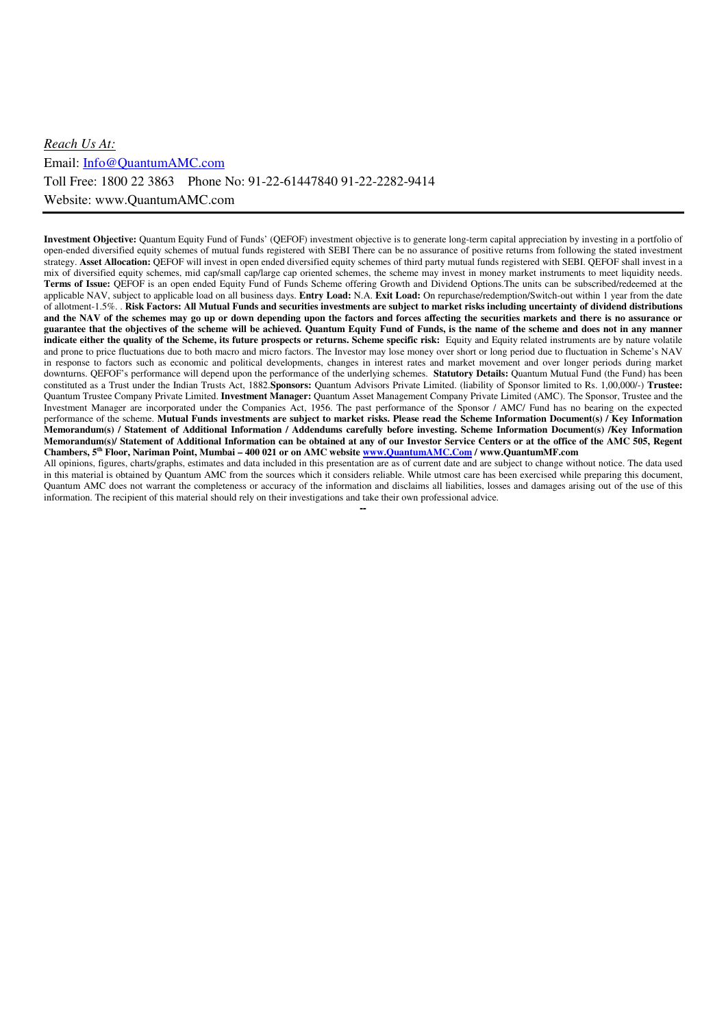*Reach Us At:*

Email: Info@QuantumAMC.com

Toll Free: 1800 22 3863    Phone No: 91-22-61447840 91-22-2282-9414

Website: www.QuantumAMC.com

---

**Investment Objective:** Quantum Equity Fund of Funds' (QEFOF) investment objective is to generate long-term capital appreciation by investing in a portfolio of open-ended diversified equity schemes of mutual funds registered with SEBI There can be no assurance of positive returns from following the stated investment strategy. **Asset Allocation:** QEFOF will invest in open ended diversified equity schemes of third party mutual funds registered with SEBI. QEFOF shall invest in a mix of diversified equity schemes, mid cap/small cap/large cap oriented schemes, the scheme may invest in money market instruments to meet liquidity needs. **Terms of Issue:** QEFOF is an open ended Equity Fund of Funds Scheme offering Growth and Dividend Options.The units can be subscribed/redeemed at the applicable NAV, subject to applicable load on all business days. **Entry Load:** N.A. **Exit Load:** On repurchase/redemption/Switch-out within 1 year from the date of allotment-1.5%. . **Risk Factors: All Mutual Funds and securities investments are subject to market risks including uncertainty of dividend distributions and the NAV of the schemes may go up or down depending upon the factors and forces affecting the securities markets and there is no assurance or guarantee that the objectives of the scheme will be achieved. Quantum Equity Fund of Funds, is the name of the scheme and does not in any manner indicate either the quality of the Scheme, its future prospects or returns. Scheme specific risk:** Equity and Equity related instruments are by nature volatile and prone to price fluctuations due to both macro and micro factors. The Investor may lose money over short or long period due to fluctuation in Scheme's NAV in response to factors such as economic and political developments, changes in interest rates and market movement and over longer periods during market downturns. QEFOF's performance will depend upon the performance of the underlying schemes. **Statutory Details:** Quantum Mutual Fund (the Fund) has been constituted as a Trust under the Indian Trusts Act, 1882.**Sponsors:** Quantum Advisors Private Limited. (liability of Sponsor limited to Rs. 1,00,000/-) **Trustee:** Quantum Trustee Company Private Limited. **Investment Manager:** Quantum Asset Management Company Private Limited (AMC). The Sponsor, Trustee and the Investment Manager are incorporated under the Companies Act, 1956. The past performance of the Sponsor / AMC/ Fund has no bearing on the expected performance of the scheme. **Mutual Funds investments are subject to market risks. Please read the Scheme Information Document(s) / Key Information Memorandum(s) / Statement of Additional Information / Addendums carefully before investing. Scheme Information Document(s) /Key Information Memorandum(s)/ Statement of Additional Information can be obtained at any of our Investor Service Centers or at the office of the AMC 505, Regent Chambers, 5th Floor, Nariman Point, Mumbai – 400 021 or on AMC website www.QuantumAMC.Com / www.QuantumMF.com**

All opinions, figures, charts/graphs, estimates and data included in this presentation are as of current date and are subject to change without notice. The data used in this material is obtained by Quantum AMC from the sources which it considers reliable. While utmost care has been exercised while preparing this document, Quantum AMC does not warrant the completeness or accuracy of the information and disclaims all liabilities, losses and damages arising out of the use of this information. The recipient of this material should rely on their investigations and take their own professional advice.

--